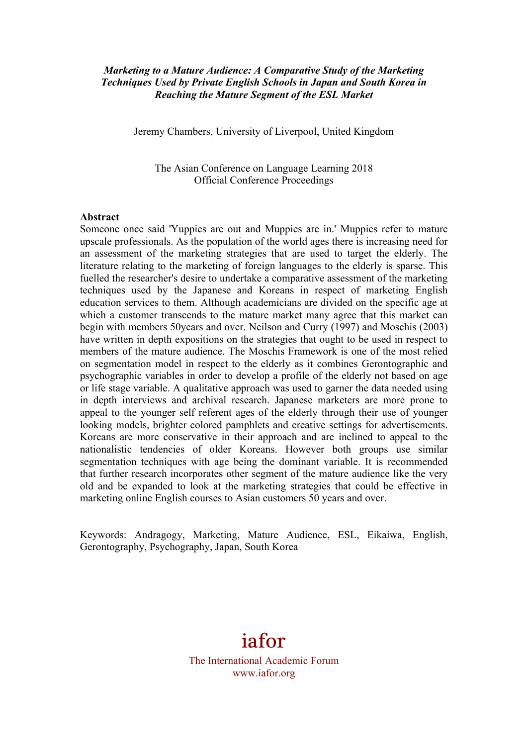***Marketing to a Mature Audience: A Comparative Study of the Marketing Techniques Used by Private English Schools in Japan and South Korea in Reaching the Mature Segment of the ESL Market***

Jeremy Chambers, University of Liverpool, United Kingdom

The Asian Conference on Language Learning 2018
Official Conference Proceedings

**Abstract**

Someone once said 'Yuppies are out and Muppies are in.' Muppies refer to mature upscale professionals. As the population of the world ages there is increasing need for an assessment of the marketing strategies that are used to target the elderly. The literature relating to the marketing of foreign languages to the elderly is sparse. This fuelled the researcher's desire to undertake a comparative assessment of the marketing techniques used by the Japanese and Koreans in respect of marketing English education services to them. Although academicians are divided on the specific age at which a customer transcends to the mature market many agree that this market can begin with members 50years and over. Neilson and Curry (1997) and Moschis (2003) have written in depth expositions on the strategies that ought to be used in respect to members of the mature audience. The Moschis Framework is one of the most relied on segmentation model in respect to the elderly as it combines Gerontographic and psychographic variables in order to develop a profile of the elderly not based on age or life stage variable. A qualitative approach was used to garner the data needed using in depth interviews and archival research. Japanese marketers are more prone to appeal to the younger self referent ages of the elderly through their use of younger looking models, brighter colored pamphlets and creative settings for advertisements. Koreans are more conservative in their approach and are inclined to appeal to the nationalistic tendencies of older Koreans. However both groups use similar segmentation techniques with age being the dominant variable. It is recommended that further research incorporates other segment of the mature audience like the very old and be expanded to look at the marketing strategies that could be effective in marketing online English courses to Asian customers 50 years and over.

Keywords: Andragogy, Marketing, Mature Audience, ESL, Eikaiwa, English, Gerontography, Psychography, Japan, South Korea

iafor
The International Academic Forum
www.iafor.org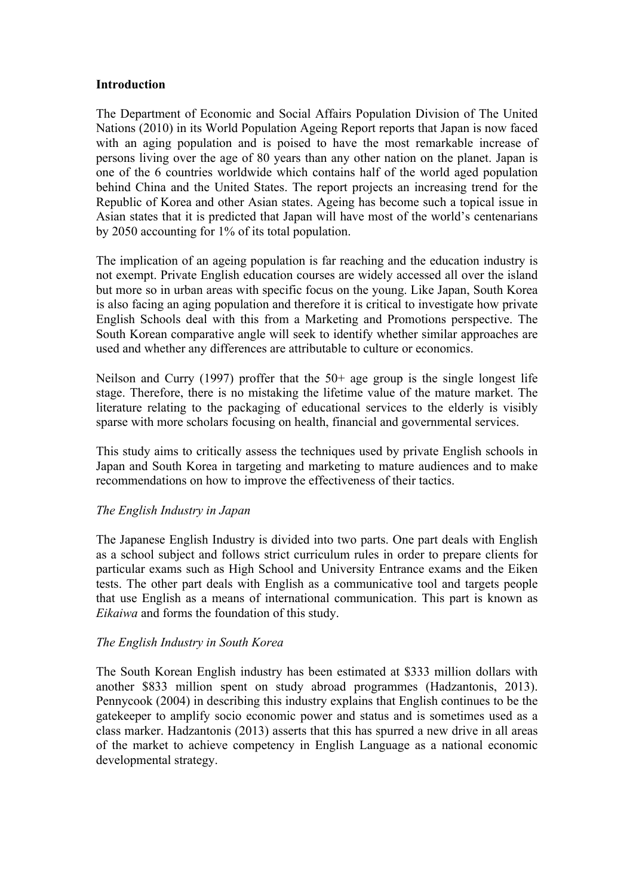## Introduction

The Department of Economic and Social Affairs Population Division of The United Nations (2010) in its World Population Ageing Report reports that Japan is now faced with an aging population and is poised to have the most remarkable increase of persons living over the age of 80 years than any other nation on the planet. Japan is one of the 6 countries worldwide which contains half of the world aged population behind China and the United States. The report projects an increasing trend for the Republic of Korea and other Asian states. Ageing has become such a topical issue in Asian states that it is predicted that Japan will have most of the world's centenarians by 2050 accounting for 1% of its total population.

The implication of an ageing population is far reaching and the education industry is not exempt. Private English education courses are widely accessed all over the island but more so in urban areas with specific focus on the young. Like Japan, South Korea is also facing an aging population and therefore it is critical to investigate how private English Schools deal with this from a Marketing and Promotions perspective. The South Korean comparative angle will seek to identify whether similar approaches are used and whether any differences are attributable to culture or economics.

Neilson and Curry (1997) proffer that the 50+ age group is the single longest life stage. Therefore, there is no mistaking the lifetime value of the mature market. The literature relating to the packaging of educational services to the elderly is visibly sparse with more scholars focusing on health, financial and governmental services.

This study aims to critically assess the techniques used by private English schools in Japan and South Korea in targeting and marketing to mature audiences and to make recommendations on how to improve the effectiveness of their tactics.

### *The English Industry in Japan*

The Japanese English Industry is divided into two parts. One part deals with English as a school subject and follows strict curriculum rules in order to prepare clients for particular exams such as High School and University Entrance exams and the Eiken tests. The other part deals with English as a communicative tool and targets people that use English as a means of international communication. This part is known as *Eikaiwa* and forms the foundation of this study.

### *The English Industry in South Korea*

The South Korean English industry has been estimated at $333 million dollars with another $833 million spent on study abroad programmes (Hadzantonis, 2013). Pennycook (2004) in describing this industry explains that English continues to be the gatekeeper to amplify socio economic power and status and is sometimes used as a class marker. Hadzantonis (2013) asserts that this has spurred a new drive in all areas of the market to achieve competency in English Language as a national economic developmental strategy.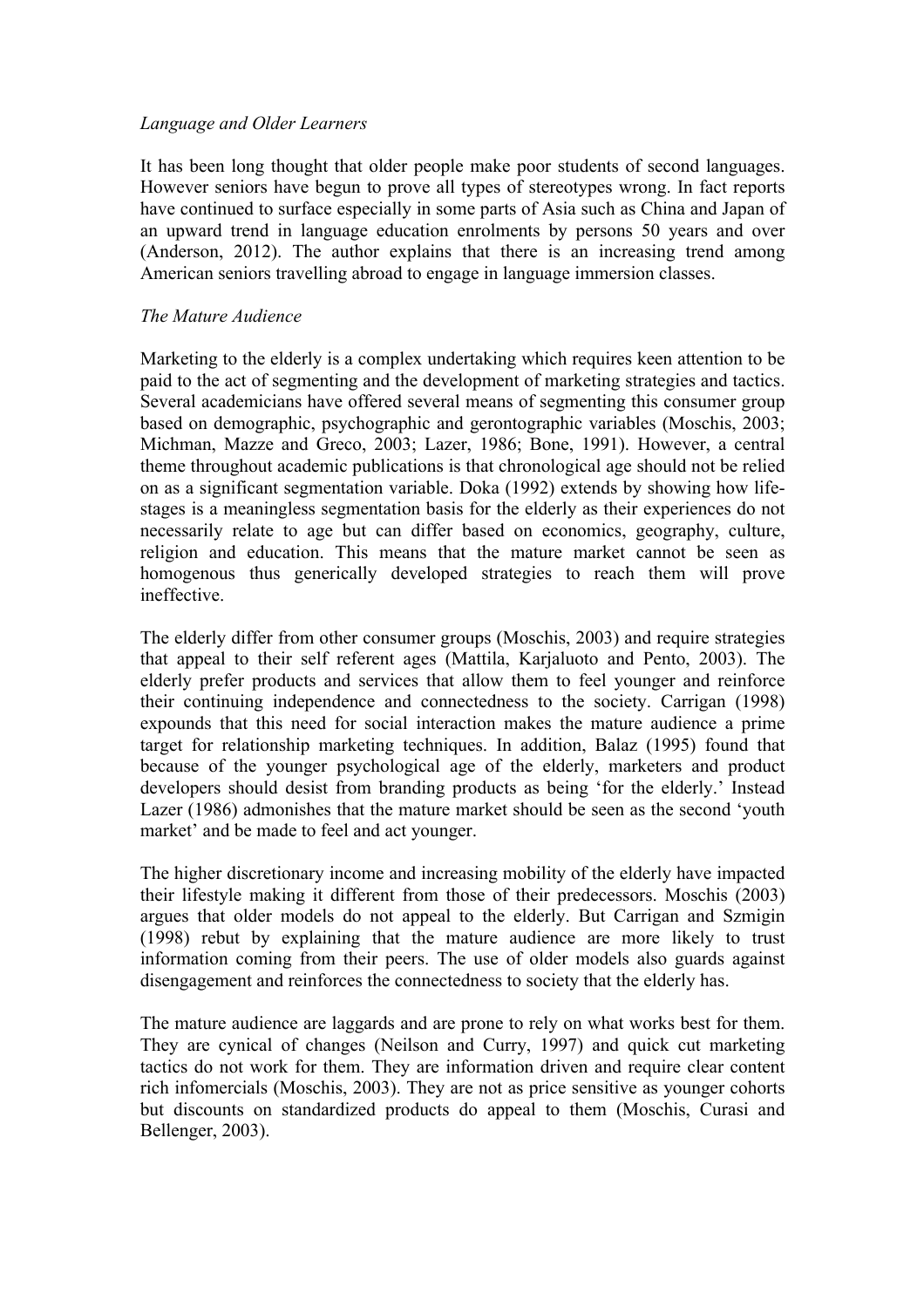*Language and Older Learners*

It has been long thought that older people make poor students of second languages. However seniors have begun to prove all types of stereotypes wrong. In fact reports have continued to surface especially in some parts of Asia such as China and Japan of an upward trend in language education enrolments by persons 50 years and over (Anderson, 2012). The author explains that there is an increasing trend among American seniors travelling abroad to engage in language immersion classes.

*The Mature Audience*

Marketing to the elderly is a complex undertaking which requires keen attention to be paid to the act of segmenting and the development of marketing strategies and tactics. Several academicians have offered several means of segmenting this consumer group based on demographic, psychographic and gerontographic variables (Moschis, 2003; Michman, Mazze and Greco, 2003; Lazer, 1986; Bone, 1991). However, a central theme throughout academic publications is that chronological age should not be relied on as a significant segmentation variable. Doka (1992) extends by showing how life-stages is a meaningless segmentation basis for the elderly as their experiences do not necessarily relate to age but can differ based on economics, geography, culture, religion and education. This means that the mature market cannot be seen as homogenous thus generically developed strategies to reach them will prove ineffective.

The elderly differ from other consumer groups (Moschis, 2003) and require strategies that appeal to their self referent ages (Mattila, Karjaluoto and Pento, 2003). The elderly prefer products and services that allow them to feel younger and reinforce their continuing independence and connectedness to the society. Carrigan (1998) expounds that this need for social interaction makes the mature audience a prime target for relationship marketing techniques. In addition, Balaz (1995) found that because of the younger psychological age of the elderly, marketers and product developers should desist from branding products as being 'for the elderly.' Instead Lazer (1986) admonishes that the mature market should be seen as the second 'youth market' and be made to feel and act younger.

The higher discretionary income and increasing mobility of the elderly have impacted their lifestyle making it different from those of their predecessors. Moschis (2003) argues that older models do not appeal to the elderly. But Carrigan and Szmigin (1998) rebut by explaining that the mature audience are more likely to trust information coming from their peers. The use of older models also guards against disengagement and reinforces the connectedness to society that the elderly has.

The mature audience are laggards and are prone to rely on what works best for them. They are cynical of changes (Neilson and Curry, 1997) and quick cut marketing tactics do not work for them. They are information driven and require clear content rich infomercials (Moschis, 2003). They are not as price sensitive as younger cohorts but discounts on standardized products do appeal to them (Moschis, Curasi and Bellenger, 2003).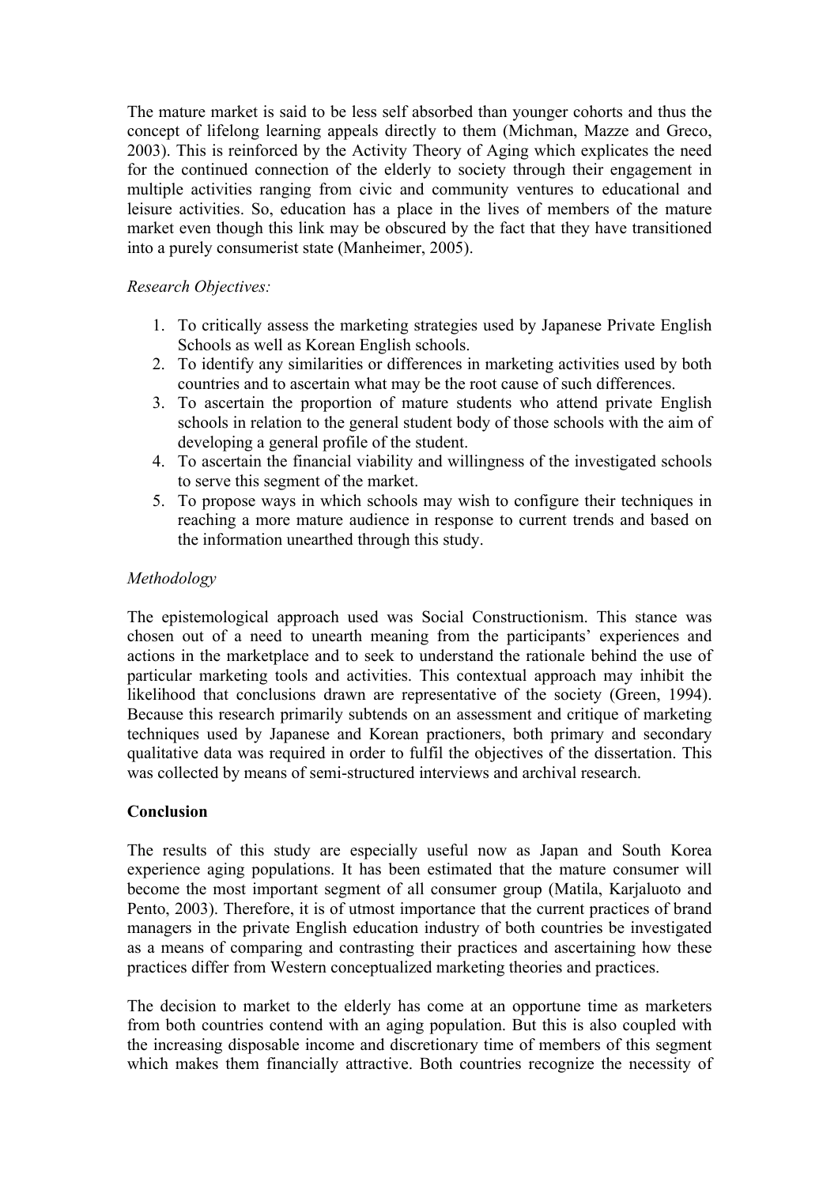The mature market is said to be less self absorbed than younger cohorts and thus the concept of lifelong learning appeals directly to them (Michman, Mazze and Greco, 2003). This is reinforced by the Activity Theory of Aging which explicates the need for the continued connection of the elderly to society through their engagement in multiple activities ranging from civic and community ventures to educational and leisure activities. So, education has a place in the lives of members of the mature market even though this link may be obscured by the fact that they have transitioned into a purely consumerist state (Manheimer, 2005).

*Research Objectives:*

1. To critically assess the marketing strategies used by Japanese Private English Schools as well as Korean English schools.
2. To identify any similarities or differences in marketing activities used by both countries and to ascertain what may be the root cause of such differences.
3. To ascertain the proportion of mature students who attend private English schools in relation to the general student body of those schools with the aim of developing a general profile of the student.
4. To ascertain the financial viability and willingness of the investigated schools to serve this segment of the market.
5. To propose ways in which schools may wish to configure their techniques in reaching a more mature audience in response to current trends and based on the information unearthed through this study.

*Methodology*

The epistemological approach used was Social Constructionism. This stance was chosen out of a need to unearth meaning from the participants' experiences and actions in the marketplace and to seek to understand the rationale behind the use of particular marketing tools and activities. This contextual approach may inhibit the likelihood that conclusions drawn are representative of the society (Green, 1994). Because this research primarily subtends on an assessment and critique of marketing techniques used by Japanese and Korean practioners, both primary and secondary qualitative data was required in order to fulfil the objectives of the dissertation. This was collected by means of semi-structured interviews and archival research.

**Conclusion**

The results of this study are especially useful now as Japan and South Korea experience aging populations. It has been estimated that the mature consumer will become the most important segment of all consumer group (Matila, Karjaluoto and Pento, 2003). Therefore, it is of utmost importance that the current practices of brand managers in the private English education industry of both countries be investigated as a means of comparing and contrasting their practices and ascertaining how these practices differ from Western conceptualized marketing theories and practices.

The decision to market to the elderly has come at an opportune time as marketers from both countries contend with an aging population. But this is also coupled with the increasing disposable income and discretionary time of members of this segment which makes them financially attractive. Both countries recognize the necessity of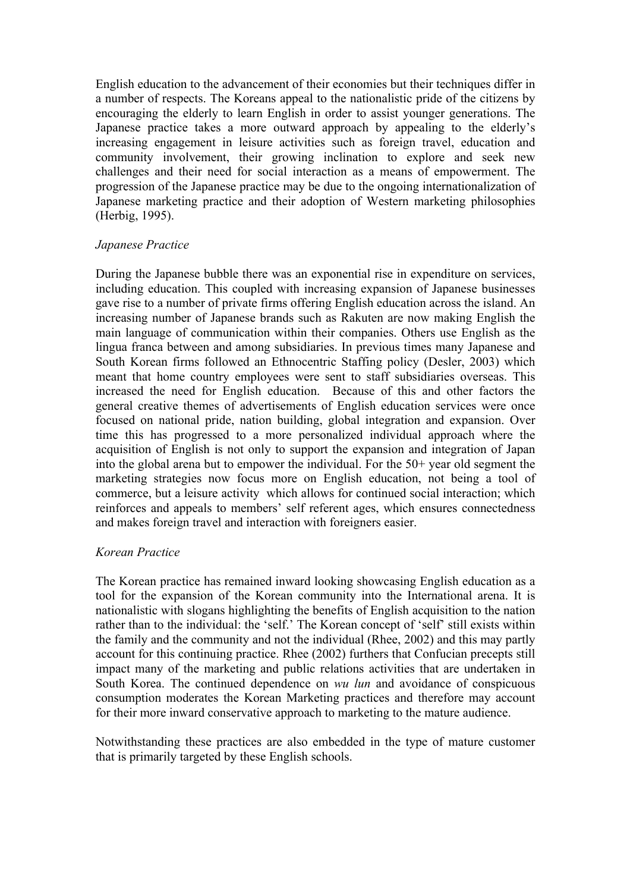English education to the advancement of their economies but their techniques differ in a number of respects. The Koreans appeal to the nationalistic pride of the citizens by encouraging the elderly to learn English in order to assist younger generations. The Japanese practice takes a more outward approach by appealing to the elderly's increasing engagement in leisure activities such as foreign travel, education and community involvement, their growing inclination to explore and seek new challenges and their need for social interaction as a means of empowerment. The progression of the Japanese practice may be due to the ongoing internationalization of Japanese marketing practice and their adoption of Western marketing philosophies (Herbig, 1995).

*Japanese Practice*

During the Japanese bubble there was an exponential rise in expenditure on services, including education. This coupled with increasing expansion of Japanese businesses gave rise to a number of private firms offering English education across the island. An increasing number of Japanese brands such as Rakuten are now making English the main language of communication within their companies. Others use English as the lingua franca between and among subsidiaries. In previous times many Japanese and South Korean firms followed an Ethnocentric Staffing policy (Desler, 2003) which meant that home country employees were sent to staff subsidiaries overseas. This increased the need for English education. Because of this and other factors the general creative themes of advertisements of English education services were once focused on national pride, nation building, global integration and expansion. Over time this has progressed to a more personalized individual approach where the acquisition of English is not only to support the expansion and integration of Japan into the global arena but to empower the individual. For the 50+ year old segment the marketing strategies now focus more on English education, not being a tool of commerce, but a leisure activity which allows for continued social interaction; which reinforces and appeals to members' self referent ages, which ensures connectedness and makes foreign travel and interaction with foreigners easier.

*Korean Practice*

The Korean practice has remained inward looking showcasing English education as a tool for the expansion of the Korean community into the International arena. It is nationalistic with slogans highlighting the benefits of English acquisition to the nation rather than to the individual: the 'self.' The Korean concept of 'self' still exists within the family and the community and not the individual (Rhee, 2002) and this may partly account for this continuing practice. Rhee (2002) furthers that Confucian precepts still impact many of the marketing and public relations activities that are undertaken in South Korea. The continued dependence on *wu lun* and avoidance of conspicuous consumption moderates the Korean Marketing practices and therefore may account for their more inward conservative approach to marketing to the mature audience.

Notwithstanding these practices are also embedded in the type of mature customer that is primarily targeted by these English schools.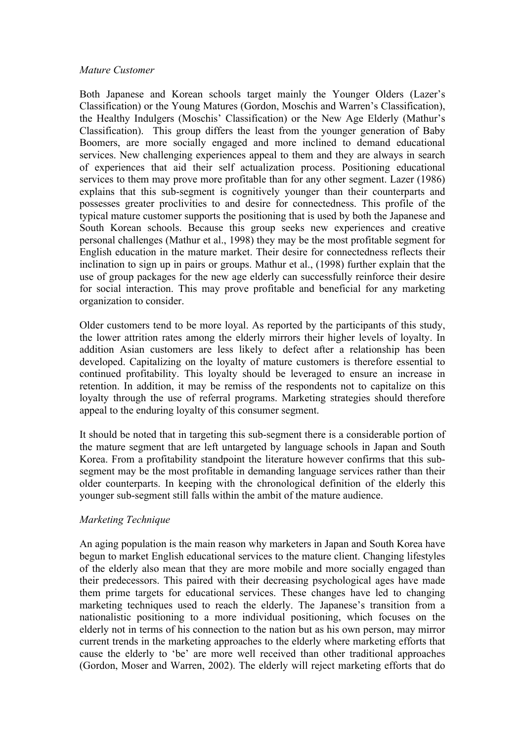*Mature Customer*

Both Japanese and Korean schools target mainly the Younger Olders (Lazer's Classification) or the Young Matures (Gordon, Moschis and Warren's Classification), the Healthy Indulgers (Moschis' Classification) or the New Age Elderly (Mathur's Classification). This group differs the least from the younger generation of Baby Boomers, are more socially engaged and more inclined to demand educational services. New challenging experiences appeal to them and they are always in search of experiences that aid their self actualization process. Positioning educational services to them may prove more profitable than for any other segment. Lazer (1986) explains that this sub-segment is cognitively younger than their counterparts and possesses greater proclivities to and desire for connectedness. This profile of the typical mature customer supports the positioning that is used by both the Japanese and South Korean schools. Because this group seeks new experiences and creative personal challenges (Mathur et al., 1998) they may be the most profitable segment for English education in the mature market. Their desire for connectedness reflects their inclination to sign up in pairs or groups. Mathur et al., (1998) further explain that the use of group packages for the new age elderly can successfully reinforce their desire for social interaction. This may prove profitable and beneficial for any marketing organization to consider.

Older customers tend to be more loyal. As reported by the participants of this study, the lower attrition rates among the elderly mirrors their higher levels of loyalty. In addition Asian customers are less likely to defect after a relationship has been developed. Capitalizing on the loyalty of mature customers is therefore essential to continued profitability. This loyalty should be leveraged to ensure an increase in retention. In addition, it may be remiss of the respondents not to capitalize on this loyalty through the use of referral programs. Marketing strategies should therefore appeal to the enduring loyalty of this consumer segment.

It should be noted that in targeting this sub-segment there is a considerable portion of the mature segment that are left untargeted by language schools in Japan and South Korea. From a profitability standpoint the literature however confirms that this sub-segment may be the most profitable in demanding language services rather than their older counterparts. In keeping with the chronological definition of the elderly this younger sub-segment still falls within the ambit of the mature audience.

*Marketing Technique*

An aging population is the main reason why marketers in Japan and South Korea have begun to market English educational services to the mature client. Changing lifestyles of the elderly also mean that they are more mobile and more socially engaged than their predecessors. This paired with their decreasing psychological ages have made them prime targets for educational services. These changes have led to changing marketing techniques used to reach the elderly. The Japanese's transition from a nationalistic positioning to a more individual positioning, which focuses on the elderly not in terms of his connection to the nation but as his own person, may mirror current trends in the marketing approaches to the elderly where marketing efforts that cause the elderly to 'be' are more well received than other traditional approaches (Gordon, Moser and Warren, 2002). The elderly will reject marketing efforts that do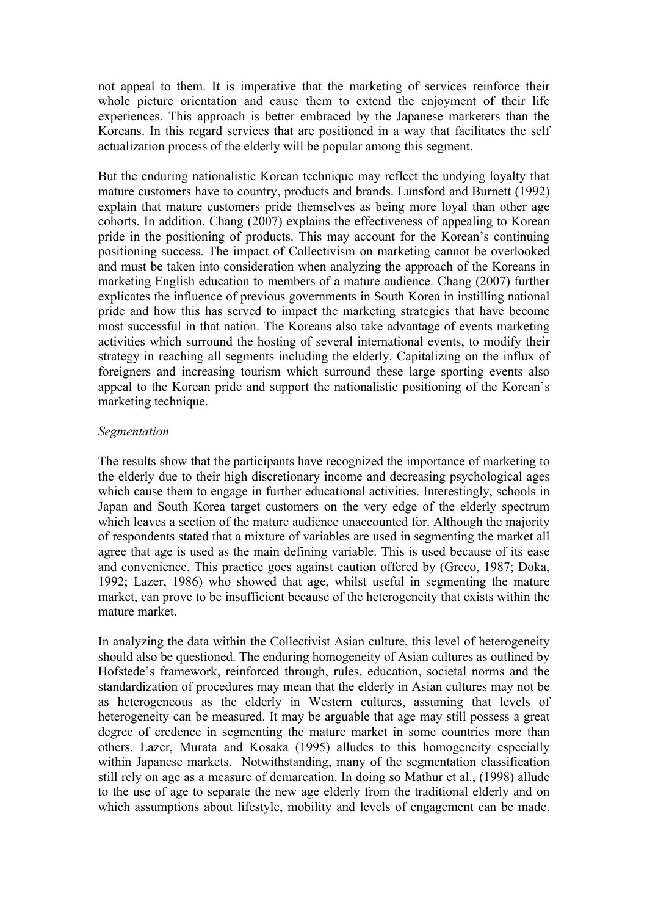not appeal to them. It is imperative that the marketing of services reinforce their whole picture orientation and cause them to extend the enjoyment of their life experiences. This approach is better embraced by the Japanese marketers than the Koreans. In this regard services that are positioned in a way that facilitates the self actualization process of the elderly will be popular among this segment.

But the enduring nationalistic Korean technique may reflect the undying loyalty that mature customers have to country, products and brands. Lunsford and Burnett (1992) explain that mature customers pride themselves as being more loyal than other age cohorts. In addition, Chang (2007) explains the effectiveness of appealing to Korean pride in the positioning of products. This may account for the Korean's continuing positioning success. The impact of Collectivism on marketing cannot be overlooked and must be taken into consideration when analyzing the approach of the Koreans in marketing English education to members of a mature audience. Chang (2007) further explicates the influence of previous governments in South Korea in instilling national pride and how this has served to impact the marketing strategies that have become most successful in that nation. The Koreans also take advantage of events marketing activities which surround the hosting of several international events, to modify their strategy in reaching all segments including the elderly. Capitalizing on the influx of foreigners and increasing tourism which surround these large sporting events also appeal to the Korean pride and support the nationalistic positioning of the Korean's marketing technique.

*Segmentation*

The results show that the participants have recognized the importance of marketing to the elderly due to their high discretionary income and decreasing psychological ages which cause them to engage in further educational activities. Interestingly, schools in Japan and South Korea target customers on the very edge of the elderly spectrum which leaves a section of the mature audience unaccounted for. Although the majority of respondents stated that a mixture of variables are used in segmenting the market all agree that age is used as the main defining variable. This is used because of its ease and convenience. This practice goes against caution offered by (Greco, 1987; Doka, 1992; Lazer, 1986) who showed that age, whilst useful in segmenting the mature market, can prove to be insufficient because of the heterogeneity that exists within the mature market.

In analyzing the data within the Collectivist Asian culture, this level of heterogeneity should also be questioned. The enduring homogeneity of Asian cultures as outlined by Hofstede's framework, reinforced through, rules, education, societal norms and the standardization of procedures may mean that the elderly in Asian cultures may not be as heterogeneous as the elderly in Western cultures, assuming that levels of heterogeneity can be measured. It may be arguable that age may still possess a great degree of credence in segmenting the mature market in some countries more than others. Lazer, Murata and Kosaka (1995) alludes to this homogeneity especially within Japanese markets. Notwithstanding, many of the segmentation classification still rely on age as a measure of demarcation. In doing so Mathur et al., (1998) allude to the use of age to separate the new age elderly from the traditional elderly and on which assumptions about lifestyle, mobility and levels of engagement can be made.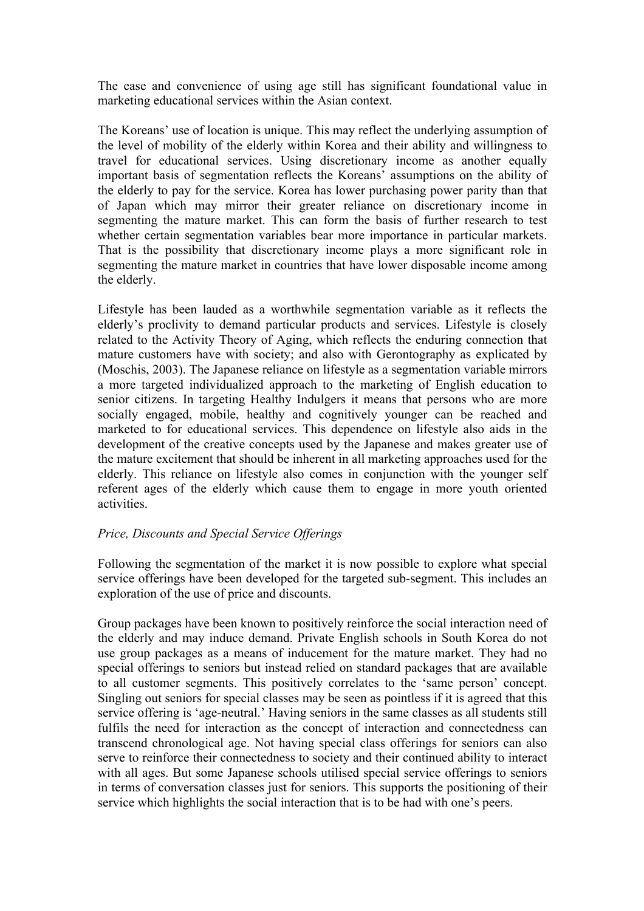The ease and convenience of using age still has significant foundational value in marketing educational services within the Asian context.

The Koreans' use of location is unique. This may reflect the underlying assumption of the level of mobility of the elderly within Korea and their ability and willingness to travel for educational services. Using discretionary income as another equally important basis of segmentation reflects the Koreans' assumptions on the ability of the elderly to pay for the service. Korea has lower purchasing power parity than that of Japan which may mirror their greater reliance on discretionary income in segmenting the mature market. This can form the basis of further research to test whether certain segmentation variables bear more importance in particular markets. That is the possibility that discretionary income plays a more significant role in segmenting the mature market in countries that have lower disposable income among the elderly.

Lifestyle has been lauded as a worthwhile segmentation variable as it reflects the elderly's proclivity to demand particular products and services. Lifestyle is closely related to the Activity Theory of Aging, which reflects the enduring connection that mature customers have with society; and also with Gerontography as explicated by (Moschis, 2003). The Japanese reliance on lifestyle as a segmentation variable mirrors a more targeted individualized approach to the marketing of English education to senior citizens. In targeting Healthy Indulgers it means that persons who are more socially engaged, mobile, healthy and cognitively younger can be reached and marketed to for educational services. This dependence on lifestyle also aids in the development of the creative concepts used by the Japanese and makes greater use of the mature excitement that should be inherent in all marketing approaches used for the elderly. This reliance on lifestyle also comes in conjunction with the younger self referent ages of the elderly which cause them to engage in more youth oriented activities.

*Price, Discounts and Special Service Offerings*

Following the segmentation of the market it is now possible to explore what special service offerings have been developed for the targeted sub-segment. This includes an exploration of the use of price and discounts.

Group packages have been known to positively reinforce the social interaction need of the elderly and may induce demand. Private English schools in South Korea do not use group packages as a means of inducement for the mature market. They had no special offerings to seniors but instead relied on standard packages that are available to all customer segments. This positively correlates to the 'same person' concept. Singling out seniors for special classes may be seen as pointless if it is agreed that this service offering is 'age-neutral.' Having seniors in the same classes as all students still fulfils the need for interaction as the concept of interaction and connectedness can transcend chronological age. Not having special class offerings for seniors can also serve to reinforce their connectedness to society and their continued ability to interact with all ages. But some Japanese schools utilised special service offerings to seniors in terms of conversation classes just for seniors. This supports the positioning of their service which highlights the social interaction that is to be had with one's peers.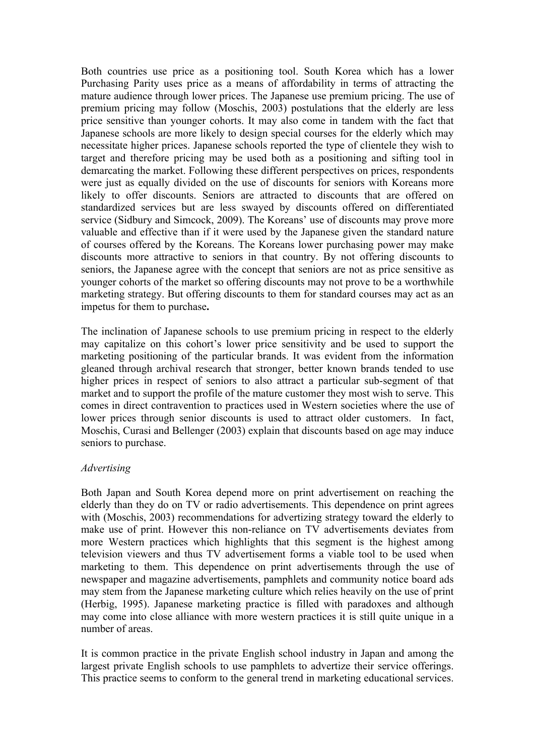Both countries use price as a positioning tool. South Korea which has a lower Purchasing Parity uses price as a means of affordability in terms of attracting the mature audience through lower prices. The Japanese use premium pricing. The use of premium pricing may follow (Moschis, 2003) postulations that the elderly are less price sensitive than younger cohorts. It may also come in tandem with the fact that Japanese schools are more likely to design special courses for the elderly which may necessitate higher prices. Japanese schools reported the type of clientele they wish to target and therefore pricing may be used both as a positioning and sifting tool in demarcating the market. Following these different perspectives on prices, respondents were just as equally divided on the use of discounts for seniors with Koreans more likely to offer discounts. Seniors are attracted to discounts that are offered on standardized services but are less swayed by discounts offered on differentiated service (Sidbury and Simcock, 2009). The Koreans' use of discounts may prove more valuable and effective than if it were used by the Japanese given the standard nature of courses offered by the Koreans. The Koreans lower purchasing power may make discounts more attractive to seniors in that country. By not offering discounts to seniors, the Japanese agree with the concept that seniors are not as price sensitive as younger cohorts of the market so offering discounts may not prove to be a worthwhile marketing strategy. But offering discounts to them for standard courses may act as an impetus for them to purchase**.**

The inclination of Japanese schools to use premium pricing in respect to the elderly may capitalize on this cohort's lower price sensitivity and be used to support the marketing positioning of the particular brands. It was evident from the information gleaned through archival research that stronger, better known brands tended to use higher prices in respect of seniors to also attract a particular sub-segment of that market and to support the profile of the mature customer they most wish to serve. This comes in direct contravention to practices used in Western societies where the use of lower prices through senior discounts is used to attract older customers. In fact, Moschis, Curasi and Bellenger (2003) explain that discounts based on age may induce seniors to purchase.

*Advertising*

Both Japan and South Korea depend more on print advertisement on reaching the elderly than they do on TV or radio advertisements. This dependence on print agrees with (Moschis, 2003) recommendations for advertizing strategy toward the elderly to make use of print. However this non-reliance on TV advertisements deviates from more Western practices which highlights that this segment is the highest among television viewers and thus TV advertisement forms a viable tool to be used when marketing to them. This dependence on print advertisements through the use of newspaper and magazine advertisements, pamphlets and community notice board ads may stem from the Japanese marketing culture which relies heavily on the use of print (Herbig, 1995). Japanese marketing practice is filled with paradoxes and although may come into close alliance with more western practices it is still quite unique in a number of areas.

It is common practice in the private English school industry in Japan and among the largest private English schools to use pamphlets to advertize their service offerings. This practice seems to conform to the general trend in marketing educational services.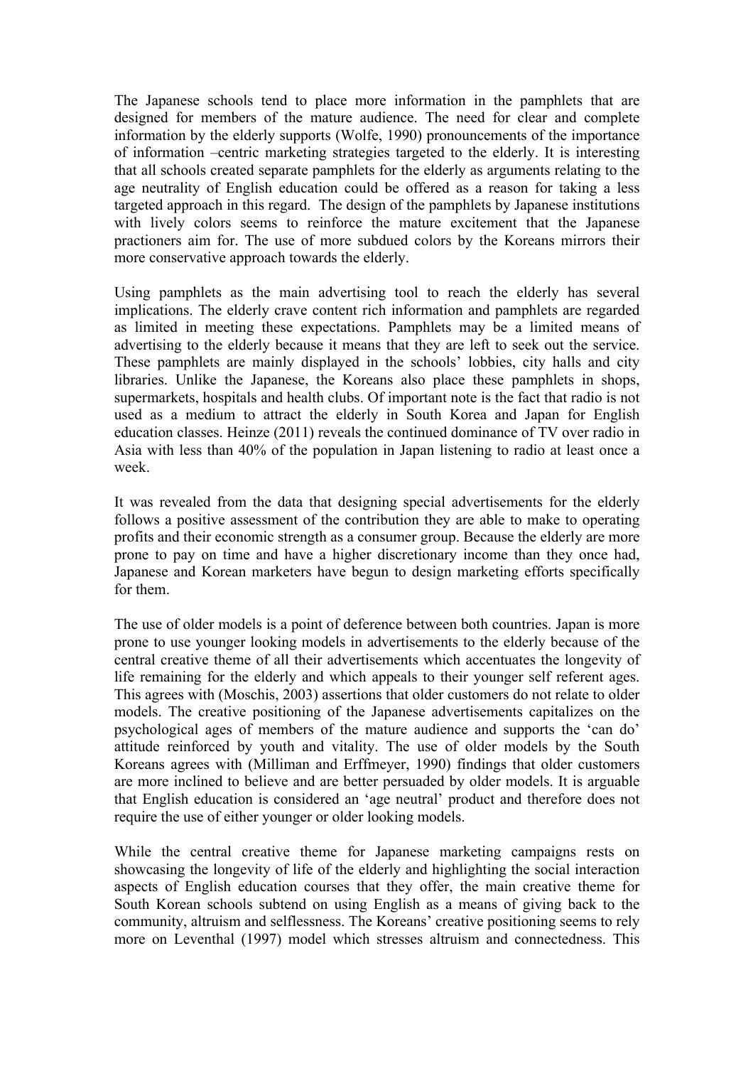The Japanese schools tend to place more information in the pamphlets that are designed for members of the mature audience. The need for clear and complete information by the elderly supports (Wolfe, 1990) pronouncements of the importance of information –centric marketing strategies targeted to the elderly. It is interesting that all schools created separate pamphlets for the elderly as arguments relating to the age neutrality of English education could be offered as a reason for taking a less targeted approach in this regard. The design of the pamphlets by Japanese institutions with lively colors seems to reinforce the mature excitement that the Japanese practioners aim for. The use of more subdued colors by the Koreans mirrors their more conservative approach towards the elderly.

Using pamphlets as the main advertising tool to reach the elderly has several implications. The elderly crave content rich information and pamphlets are regarded as limited in meeting these expectations. Pamphlets may be a limited means of advertising to the elderly because it means that they are left to seek out the service. These pamphlets are mainly displayed in the schools' lobbies, city halls and city libraries. Unlike the Japanese, the Koreans also place these pamphlets in shops, supermarkets, hospitals and health clubs. Of important note is the fact that radio is not used as a medium to attract the elderly in South Korea and Japan for English education classes. Heinze (2011) reveals the continued dominance of TV over radio in Asia with less than 40% of the population in Japan listening to radio at least once a week.

It was revealed from the data that designing special advertisements for the elderly follows a positive assessment of the contribution they are able to make to operating profits and their economic strength as a consumer group. Because the elderly are more prone to pay on time and have a higher discretionary income than they once had, Japanese and Korean marketers have begun to design marketing efforts specifically for them.

The use of older models is a point of deference between both countries. Japan is more prone to use younger looking models in advertisements to the elderly because of the central creative theme of all their advertisements which accentuates the longevity of life remaining for the elderly and which appeals to their younger self referent ages. This agrees with (Moschis, 2003) assertions that older customers do not relate to older models. The creative positioning of the Japanese advertisements capitalizes on the psychological ages of members of the mature audience and supports the 'can do' attitude reinforced by youth and vitality. The use of older models by the South Koreans agrees with (Milliman and Erffmeyer, 1990) findings that older customers are more inclined to believe and are better persuaded by older models. It is arguable that English education is considered an 'age neutral' product and therefore does not require the use of either younger or older looking models.

While the central creative theme for Japanese marketing campaigns rests on showcasing the longevity of life of the elderly and highlighting the social interaction aspects of English education courses that they offer, the main creative theme for South Korean schools subtend on using English as a means of giving back to the community, altruism and selflessness. The Koreans' creative positioning seems to rely more on Leventhal (1997) model which stresses altruism and connectedness. This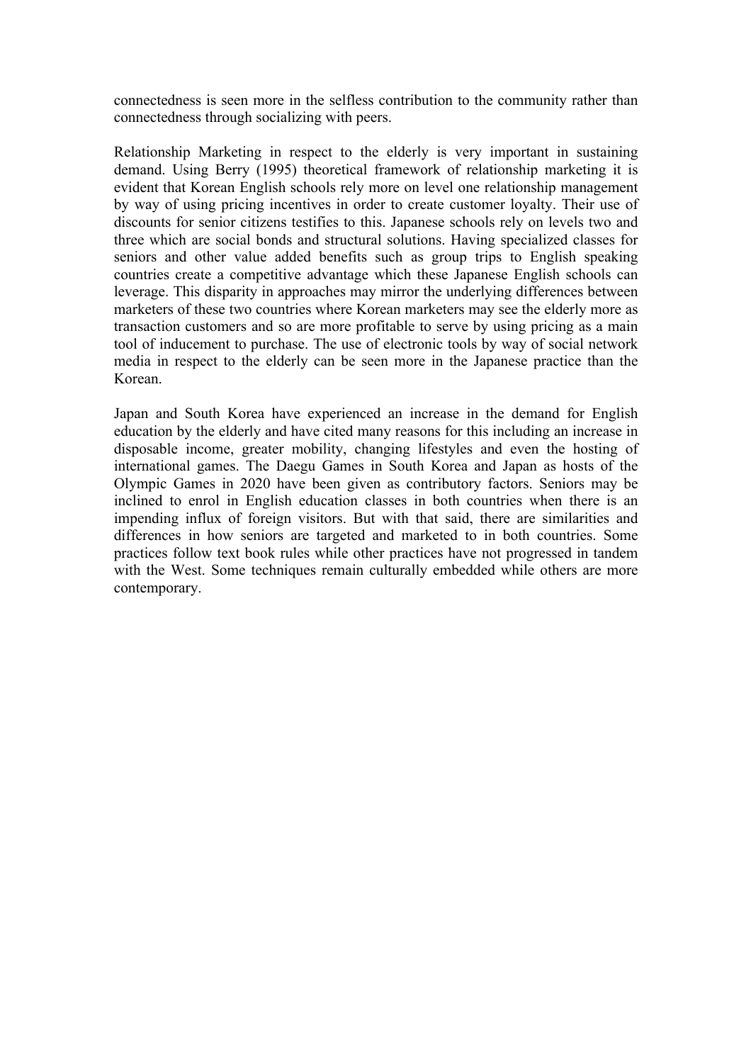connectedness is seen more in the selfless contribution to the community rather than connectedness through socializing with peers.

Relationship Marketing in respect to the elderly is very important in sustaining demand. Using Berry (1995) theoretical framework of relationship marketing it is evident that Korean English schools rely more on level one relationship management by way of using pricing incentives in order to create customer loyalty. Their use of discounts for senior citizens testifies to this. Japanese schools rely on levels two and three which are social bonds and structural solutions. Having specialized classes for seniors and other value added benefits such as group trips to English speaking countries create a competitive advantage which these Japanese English schools can leverage. This disparity in approaches may mirror the underlying differences between marketers of these two countries where Korean marketers may see the elderly more as transaction customers and so are more profitable to serve by using pricing as a main tool of inducement to purchase. The use of electronic tools by way of social network media in respect to the elderly can be seen more in the Japanese practice than the Korean.

Japan and South Korea have experienced an increase in the demand for English education by the elderly and have cited many reasons for this including an increase in disposable income, greater mobility, changing lifestyles and even the hosting of international games. The Daegu Games in South Korea and Japan as hosts of the Olympic Games in 2020 have been given as contributory factors. Seniors may be inclined to enrol in English education classes in both countries when there is an impending influx of foreign visitors. But with that said, there are similarities and differences in how seniors are targeted and marketed to in both countries. Some practices follow text book rules while other practices have not progressed in tandem with the West. Some techniques remain culturally embedded while others are more contemporary.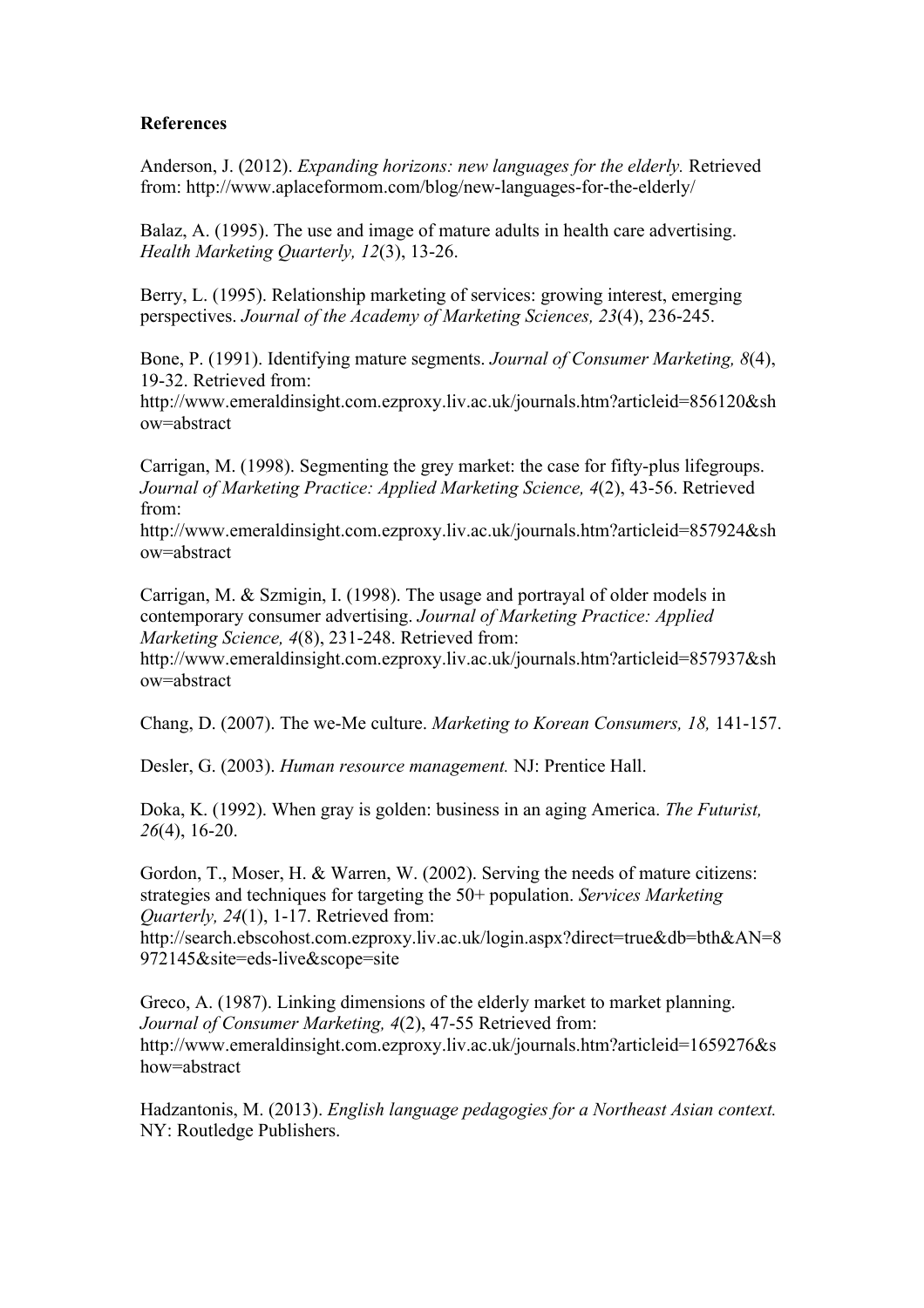**References**

Anderson, J. (2012). *Expanding horizons: new languages for the elderly.* Retrieved from: http://www.aplaceformom.com/blog/new-languages-for-the-elderly/

Balaz, A. (1995). The use and image of mature adults in health care advertising. *Health Marketing Quarterly, 12*(3), 13-26.

Berry, L. (1995). Relationship marketing of services: growing interest, emerging perspectives. *Journal of the Academy of Marketing Sciences, 23*(4), 236-245.

Bone, P. (1991). Identifying mature segments. *Journal of Consumer Marketing, 8*(4), 19-32. Retrieved from: http://www.emeraldinsight.com.ezproxy.liv.ac.uk/journals.htm?articleid=856120&show=abstract

Carrigan, M. (1998). Segmenting the grey market: the case for fifty-plus lifegroups. *Journal of Marketing Practice: Applied Marketing Science, 4*(2), 43-56. Retrieved from: http://www.emeraldinsight.com.ezproxy.liv.ac.uk/journals.htm?articleid=857924&show=abstract

Carrigan, M. & Szmigin, I. (1998). The usage and portrayal of older models in contemporary consumer advertising. *Journal of Marketing Practice: Applied Marketing Science, 4*(8), 231-248. Retrieved from: http://www.emeraldinsight.com.ezproxy.liv.ac.uk/journals.htm?articleid=857937&show=abstract

Chang, D. (2007). The we-Me culture. *Marketing to Korean Consumers, 18,* 141-157.

Desler, G. (2003). *Human resource management.* NJ: Prentice Hall.

Doka, K. (1992). When gray is golden: business in an aging America. *The Futurist, 26*(4), 16-20.

Gordon, T., Moser, H. & Warren, W. (2002). Serving the needs of mature citizens: strategies and techniques for targeting the 50+ population. *Services Marketing Quarterly, 24*(1), 1-17. Retrieved from: http://search.ebscohost.com.ezproxy.liv.ac.uk/login.aspx?direct=true&db=bth&AN=8972145&site=eds-live&scope=site

Greco, A. (1987). Linking dimensions of the elderly market to market planning. *Journal of Consumer Marketing, 4*(2), 47-55 Retrieved from: http://www.emeraldinsight.com.ezproxy.liv.ac.uk/journals.htm?articleid=1659276&show=abstract

Hadzantonis, M. (2013). *English language pedagogies for a Northeast Asian context.* NY: Routledge Publishers.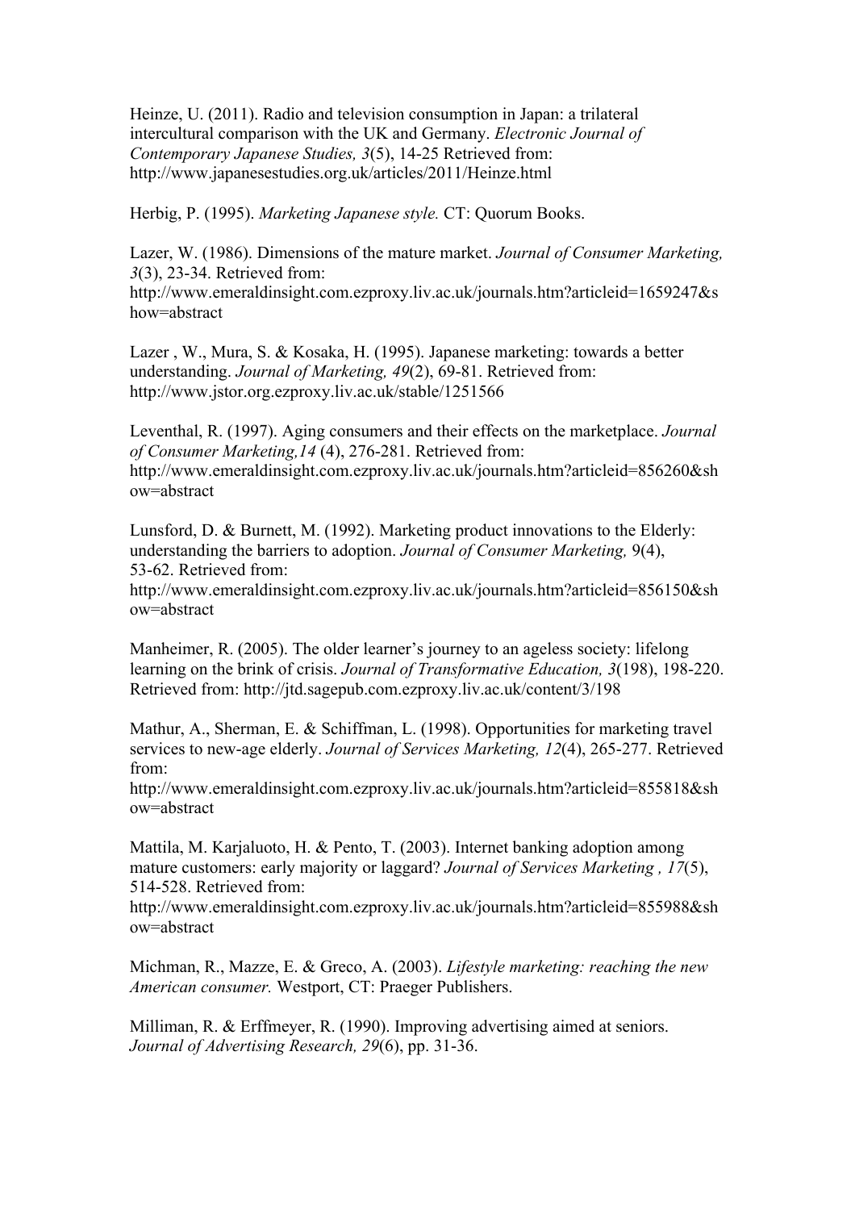Heinze, U. (2011). Radio and television consumption in Japan: a trilateral intercultural comparison with the UK and Germany. *Electronic Journal of Contemporary Japanese Studies, 3*(5), 14-25 Retrieved from: http://www.japanesestudies.org.uk/articles/2011/Heinze.html

Herbig, P. (1995). *Marketing Japanese style.* CT: Quorum Books.

Lazer, W. (1986). Dimensions of the mature market. *Journal of Consumer Marketing, 3*(3), 23-34. Retrieved from: http://www.emeraldinsight.com.ezproxy.liv.ac.uk/journals.htm?articleid=1659247&show=abstract

Lazer , W., Mura, S. & Kosaka, H. (1995). Japanese marketing: towards a better understanding. *Journal of Marketing, 49*(2), 69-81. Retrieved from: http://www.jstor.org.ezproxy.liv.ac.uk/stable/1251566

Leventhal, R. (1997). Aging consumers and their effects on the marketplace. *Journal of Consumer Marketing,14* (4), 276-281. Retrieved from: http://www.emeraldinsight.com.ezproxy.liv.ac.uk/journals.htm?articleid=856260&show=abstract

Lunsford, D. & Burnett, M. (1992). Marketing product innovations to the Elderly: understanding the barriers to adoption. *Journal of Consumer Marketing,* 9(4), 53-62. Retrieved from: http://www.emeraldinsight.com.ezproxy.liv.ac.uk/journals.htm?articleid=856150&show=abstract

Manheimer, R. (2005). The older learner's journey to an ageless society: lifelong learning on the brink of crisis. *Journal of Transformative Education, 3*(198), 198-220. Retrieved from: http://jtd.sagepub.com.ezproxy.liv.ac.uk/content/3/198

Mathur, A., Sherman, E. & Schiffman, L. (1998). Opportunities for marketing travel services to new-age elderly. *Journal of Services Marketing, 12*(4), 265-277. Retrieved from: http://www.emeraldinsight.com.ezproxy.liv.ac.uk/journals.htm?articleid=855818&show=abstract

Mattila, M. Karjaluoto, H. & Pento, T. (2003). Internet banking adoption among mature customers: early majority or laggard? *Journal of Services Marketing , 17*(5), 514-528. Retrieved from: http://www.emeraldinsight.com.ezproxy.liv.ac.uk/journals.htm?articleid=855988&show=abstract

Michman, R., Mazze, E. & Greco, A. (2003). *Lifestyle marketing: reaching the new American consumer.* Westport, CT: Praeger Publishers.

Milliman, R. & Erffmeyer, R. (1990). Improving advertising aimed at seniors. *Journal of Advertising Research, 29*(6), pp. 31-36.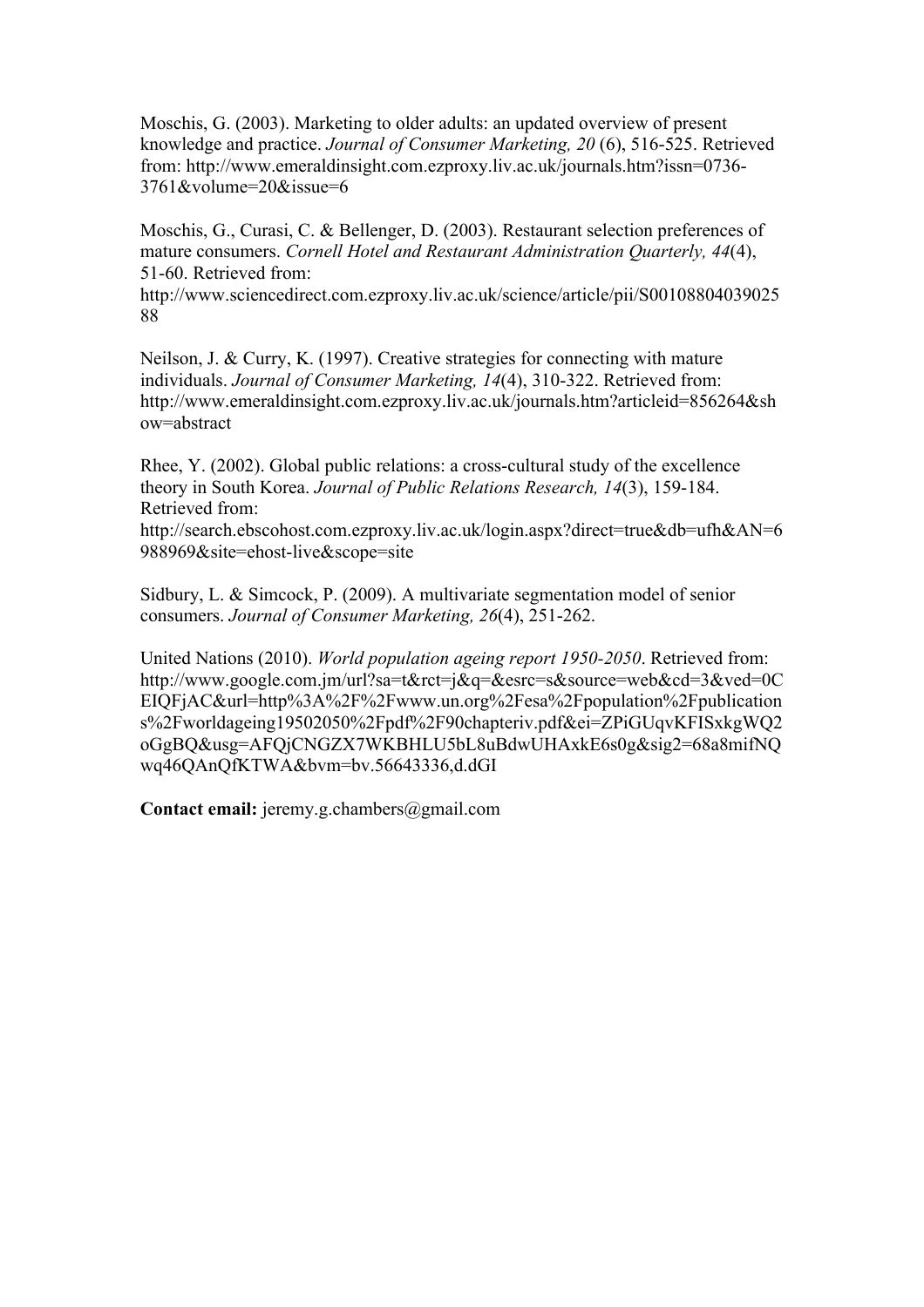Moschis, G. (2003). Marketing to older adults: an updated overview of present knowledge and practice. *Journal of Consumer Marketing, 20* (6), 516-525. Retrieved from: http://www.emeraldinsight.com.ezproxy.liv.ac.uk/journals.htm?issn=0736-3761&volume=20&issue=6

Moschis, G., Curasi, C. & Bellenger, D. (2003). Restaurant selection preferences of mature consumers. *Cornell Hotel and Restaurant Administration Quarterly, 44*(4), 51-60. Retrieved from: http://www.sciencedirect.com.ezproxy.liv.ac.uk/science/article/pii/S0010880403902588

Neilson, J. & Curry, K. (1997). Creative strategies for connecting with mature individuals. *Journal of Consumer Marketing, 14*(4), 310-322. Retrieved from: http://www.emeraldinsight.com.ezproxy.liv.ac.uk/journals.htm?articleid=856264&show=abstract

Rhee, Y. (2002). Global public relations: a cross-cultural study of the excellence theory in South Korea. *Journal of Public Relations Research, 14*(3), 159-184. Retrieved from: http://search.ebscohost.com.ezproxy.liv.ac.uk/login.aspx?direct=true&db=ufh&AN=6988969&site=ehost-live&scope=site

Sidbury, L. & Simcock, P. (2009). A multivariate segmentation model of senior consumers. *Journal of Consumer Marketing, 26*(4), 251-262.

United Nations (2010). *World population ageing report 1950-2050*. Retrieved from: http://www.google.com.jm/url?sa=t&rct=j&q=&esrc=s&source=web&cd=3&ved=0CEIQFjAC&url=http%3A%2F%2Fwww.un.org%2Fesa%2Fpopulation%2Fpublications%2Fworldageing19502050%2Fpdf%2F90chapteriv.pdf&ei=ZPiGUqvKFISxkgWQ2oGgBQ&usg=AFQjCNGZX7WKBHLU5bL8uBdwUHAxkE6s0g&sig2=68a8mifNQwq46QAnQfKTWA&bvm=bv.56643336,d.dGI

**Contact email:** jeremy.g.chambers@gmail.com